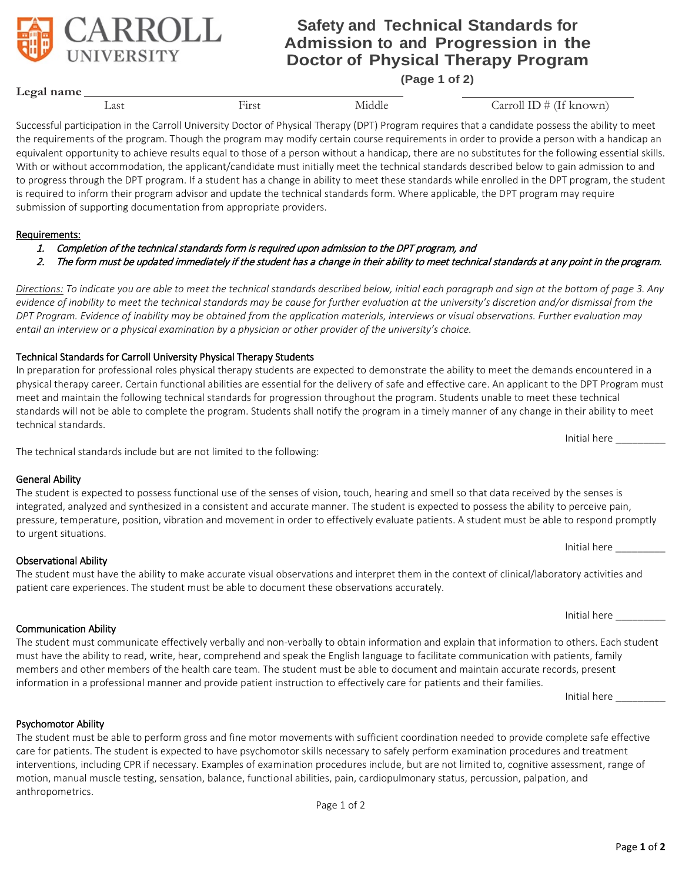CARROLL UNIVERSITY

# Safety and Technical Standards for Admission to and Progression in the Doctor of Physical Therapy Program

**(Page 1 of 2)**

**Legal name** ______________________________________________ ______________________

Last First Middle Carroll ID # (If known)

Successful participation in the Carroll University Doctor of Physical Therapy (DPT) Program requires that a candidate possess the ability to meet the requirements of the program. Though the program may modify certain course requirements in order to provide a person with a handicap an equivalent opportunity to achieve results equal to those of a person without a handicap, there are no substitutes for the following essential skills. With or without accommodation, the applicant/candidate must initially meet the technical standards described below to gain admission to and to progress through the DPT program. If a student has a change in ability to meet these standards while enrolled in the DPT program, the student is required to inform their program advisor and update the technical standards form. Where applicable, the DPT program may require submission of supporting documentation from appropriate providers.

Requirements:

1. *Completion of the technical standards form is required upon admission to the DPT program, and*
2. *The form must be updated immediately if the student has a change in their ability to meet technical standards at any point in the program.*

*Directions: To indicate you are able to meet the technical standards described below, initial each paragraph and sign at the bottom of page 3. Any evidence of inability to meet the technical standards may be cause for further evaluation at the university's discretion and/or dismissal from the DPT Program. Evidence of inability may be obtained from the application materials, interviews or visual observations. Further evaluation may entail an interview or a physical examination by a physician or other provider of the university's choice.*

### Technical Standards for Carroll University Physical Therapy Students

In preparation for professional roles physical therapy students are expected to demonstrate the ability to meet the demands encountered in a physical therapy career. Certain functional abilities are essential for the delivery of safe and effective care. An applicant to the DPT Program must meet and maintain the following technical standards for progression throughout the program. Students unable to meet these technical standards will not be able to complete the program. Students shall notify the program in a timely manner of any change in their ability to meet technical standards.

Initial here _________

The technical standards include but are not limited to the following:

### General Ability

The student is expected to possess functional use of the senses of vision, touch, hearing and smell so that data received by the senses is integrated, analyzed and synthesized in a consistent and accurate manner. The student is expected to possess the ability to perceive pain, pressure, temperature, position, vibration and movement in order to effectively evaluate patients. A student must be able to respond promptly to urgent situations.

Initial here _________

### Observational Ability

The student must have the ability to make accurate visual observations and interpret them in the context of clinical/laboratory activities and patient care experiences. The student must be able to document these observations accurately.

Initial here _________

### Communication Ability

The student must communicate effectively verbally and non-verbally to obtain information and explain that information to others. Each student must have the ability to read, write, hear, comprehend and speak the English language to facilitate communication with patients, family members and other members of the health care team. The student must be able to document and maintain accurate records, present information in a professional manner and provide patient instruction to effectively care for patients and their families.

Initial here _________

### Psychomotor Ability

The student must be able to perform gross and fine motor movements with sufficient coordination needed to provide complete safe effective care for patients. The student is expected to have psychomotor skills necessary to safely perform examination procedures and treatment interventions, including CPR if necessary. Examples of examination procedures include, but are not limited to, cognitive assessment, range of motion, manual muscle testing, sensation, balance, functional abilities, pain, cardiopulmonary status, percussion, palpation, and anthropometrics.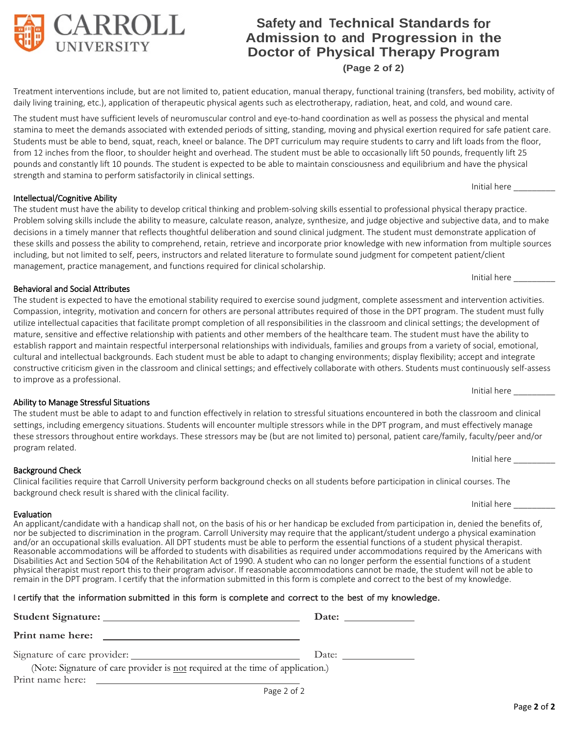# Safety and Technical Standards for Admission to and Progression in the Doctor of Physical Therapy Program

(Page 2 of 2)

Treatment interventions include, but are not limited to, patient education, manual therapy, functional training (transfers, bed mobility, activity of daily living training, etc.), application of therapeutic physical agents such as electrotherapy, radiation, heat, and cold, and wound care.

The student must have sufficient levels of neuromuscular control and eye-to-hand coordination as well as possess the physical and mental stamina to meet the demands associated with extended periods of sitting, standing, moving and physical exertion required for safe patient care. Students must be able to bend, squat, reach, kneel or balance. The DPT curriculum may require students to carry and lift loads from the floor, from 12 inches from the floor, to shoulder height and overhead. The student must be able to occasionally lift 50 pounds, frequently lift 25 pounds and constantly lift 10 pounds. The student is expected to be able to maintain consciousness and equilibrium and have the physical strength and stamina to perform satisfactorily in clinical settings.

Initial here _________

## Intellectual/Cognitive Ability

The student must have the ability to develop critical thinking and problem-solving skills essential to professional physical therapy practice. Problem solving skills include the ability to measure, calculate reason, analyze, synthesize, and judge objective and subjective data, and to make decisions in a timely manner that reflects thoughtful deliberation and sound clinical judgment. The student must demonstrate application of these skills and possess the ability to comprehend, retain, retrieve and incorporate prior knowledge with new information from multiple sources including, but not limited to self, peers, instructors and related literature to formulate sound judgment for competent patient/client management, practice management, and functions required for clinical scholarship.

Initial here _________

## Behavioral and Social Attributes

The student is expected to have the emotional stability required to exercise sound judgment, complete assessment and intervention activities. Compassion, integrity, motivation and concern for others are personal attributes required of those in the DPT program. The student must fully utilize intellectual capacities that facilitate prompt completion of all responsibilities in the classroom and clinical settings; the development of mature, sensitive and effective relationship with patients and other members of the healthcare team. The student must have the ability to establish rapport and maintain respectful interpersonal relationships with individuals, families and groups from a variety of social, emotional, cultural and intellectual backgrounds. Each student must be able to adapt to changing environments; display flexibility; accept and integrate constructive criticism given in the classroom and clinical settings; and effectively collaborate with others. Students must continuously self-assess to improve as a professional.

Initial here _________

## Ability to Manage Stressful Situations

The student must be able to adapt to and function effectively in relation to stressful situations encountered in both the classroom and clinical settings, including emergency situations. Students will encounter multiple stressors while in the DPT program, and must effectively manage these stressors throughout entire workdays. These stressors may be (but are not limited to) personal, patient care/family, faculty/peer and/or program related.

Initial here _________

## Background Check

Clinical facilities require that Carroll University perform background checks on all students before participation in clinical courses. The background check result is shared with the clinical facility.

Initial here _________

## Evaluation

An applicant/candidate with a handicap shall not, on the basis of his or her handicap be excluded from participation in, denied the benefits of, nor be subjected to discrimination in the program. Carroll University may require that the applicant/student undergo a physical examination and/or an occupational skills evaluation. All DPT students must be able to perform the essential functions of a student physical therapist. Reasonable accommodations will be afforded to students with disabilities as required under accommodations required by the Americans with Disabilities Act and Section 504 of the Rehabilitation Act of 1990. A student who can no longer perform the essential functions of a student physical therapist must report this to their program advisor. If reasonable accommodations cannot be made, the student will not be able to remain in the DPT program. I certify that the information submitted in this form is complete and correct to the best of my knowledge.

I certify that the information submitted in this form is complete and correct to the best of my knowledge.

**Student Signature:** ______________________________ **Date:** ____________

**Print name here:** ______________________________

Signature of care provider: ______________________________ Date: ____________

(Note: Signature of care provider is <u>not</u> required at the time of application.)

Print name here: ______________________________